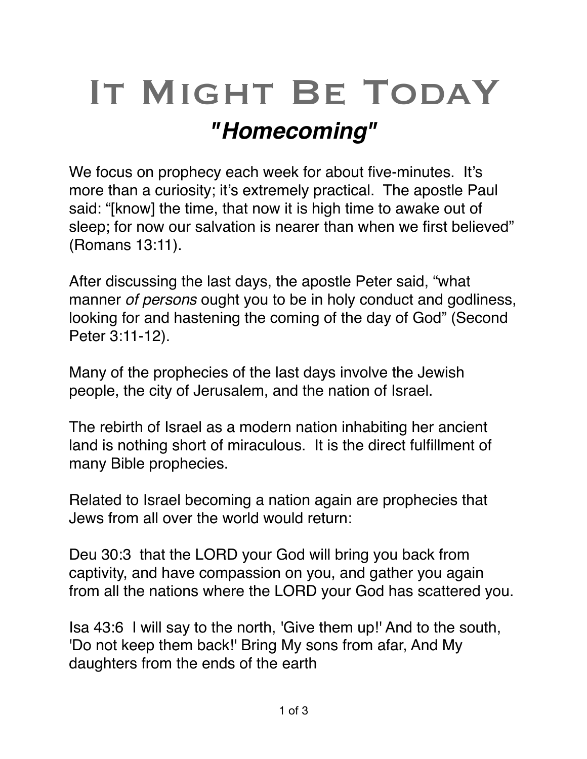# It Might Be TodaY

## *"Homecoming"*

We focus on prophecy each week for about five-minutes. It's more than a curiosity; it's extremely practical. The apostle Paul said: "[know] the time, that now it is high time to awake out of sleep; for now our salvation is nearer than when we first believed" (Romans 13:11).

After discussing the last days, the apostle Peter said, "what manner *of persons* ought you to be in holy conduct and godliness, looking for and hastening the coming of the day of God" (Second Peter 3:11-12).

Many of the prophecies of the last days involve the Jewish people, the city of Jerusalem, and the nation of Israel.

The rebirth of Israel as a modern nation inhabiting her ancient land is nothing short of miraculous. It is the direct fulfillment of many Bible prophecies.

Related to Israel becoming a nation again are prophecies that Jews from all over the world would return:

Deu 30:3 that the LORD your God will bring you back from captivity, and have compassion on you, and gather you again from all the nations where the LORD your God has scattered you.

Isa 43:6 I will say to the north, 'Give them up!' And to the south, 'Do not keep them back!' Bring My sons from afar, And My daughters from the ends of the earth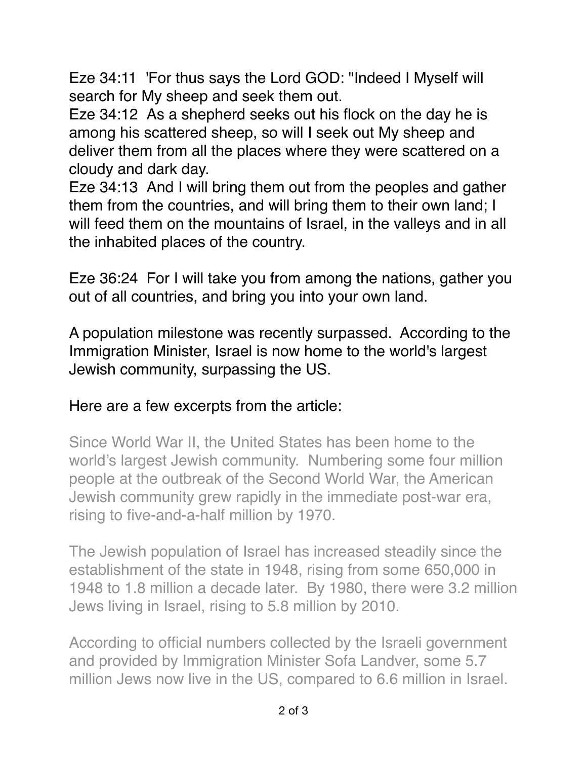Eze 34:11 'For thus says the Lord GOD: "Indeed I Myself will search for My sheep and seek them out.

Eze 34:12 As a shepherd seeks out his flock on the day he is among his scattered sheep, so will I seek out My sheep and deliver them from all the places where they were scattered on a cloudy and dark day.

Eze 34:13 And I will bring them out from the peoples and gather them from the countries, and will bring them to their own land; I will feed them on the mountains of Israel, in the valleys and in all the inhabited places of the country.

Eze 36:24 For I will take you from among the nations, gather you out of all countries, and bring you into your own land.

A population milestone was recently surpassed. According to the Immigration Minister, Israel is now home to the world's largest Jewish community, surpassing the US.

Here are a few excerpts from the article:

> Since World War II, the United States has been home to the world's largest Jewish community. Numbering some four million people at the outbreak of the Second World War, the American Jewish community grew rapidly in the immediate post-war era, rising to five-and-a-half million by 1970.
>
> The Jewish population of Israel has increased steadily since the establishment of the state in 1948, rising from some 650,000 in 1948 to 1.8 million a decade later. By 1980, there were 3.2 million Jews living in Israel, rising to 5.8 million by 2010.
>
> According to official numbers collected by the Israeli government and provided by Immigration Minister Sofa Landver, some 5.7 million Jews now live in the US, compared to 6.6 million in Israel.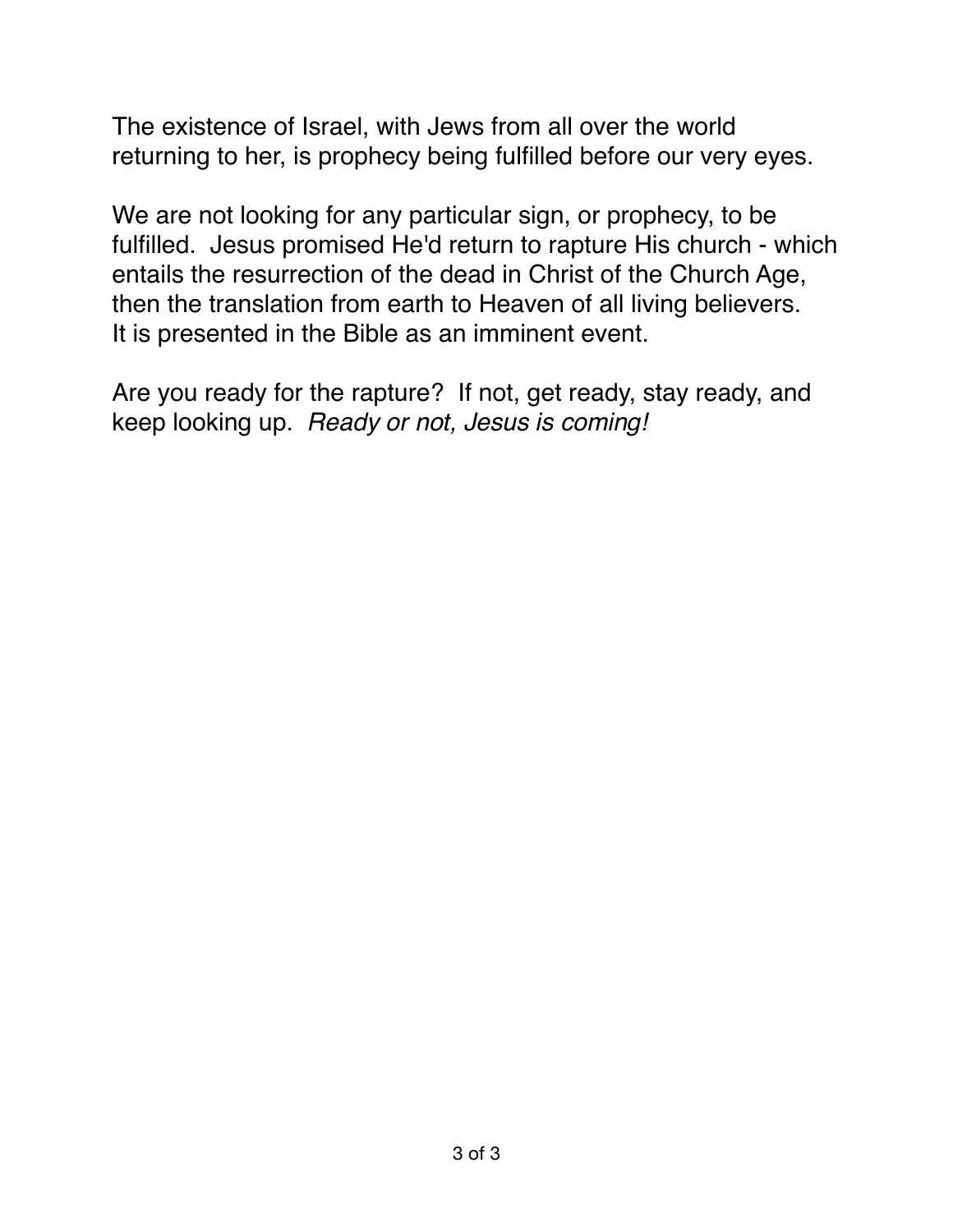The existence of Israel, with Jews from all over the world returning to her, is prophecy being fulfilled before our very eyes.

We are not looking for any particular sign, or prophecy, to be fulfilled. Jesus promised He'd return to rapture His church - which entails the resurrection of the dead in Christ of the Church Age, then the translation from earth to Heaven of all living believers. It is presented in the Bible as an imminent event.

Are you ready for the rapture? If not, get ready, stay ready, and keep looking up. *Ready or not, Jesus is coming!*